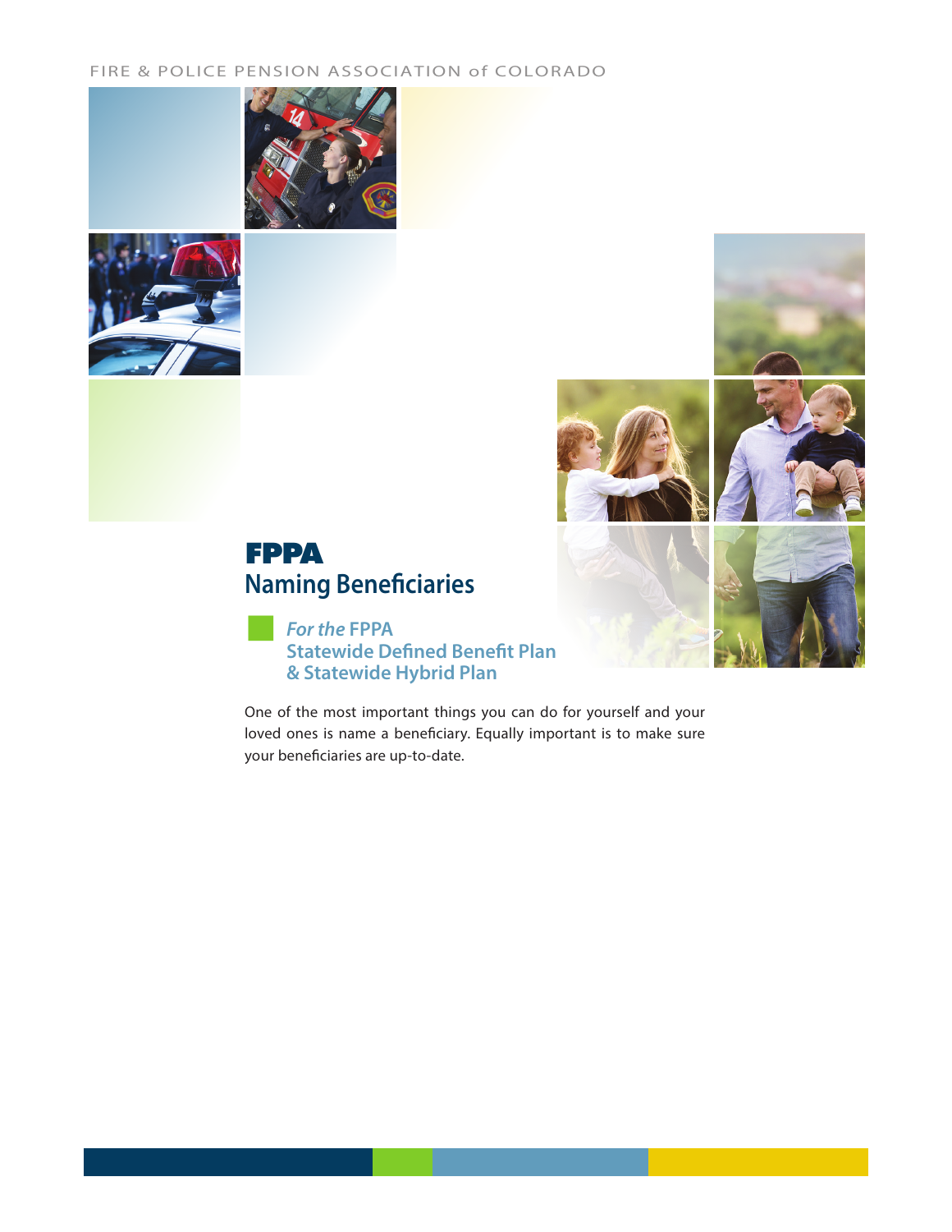FIRE & POLICE PENSION ASSOCIATION of COLORADO

# FPPA
## Naming Beneficiaries

### *For the* FPPA Statewide Defined Benefit Plan & Statewide Hybrid Plan

One of the most important things you can do for yourself and your loved ones is name a beneficiary. Equally important is to make sure your beneficiaries are up-to-date.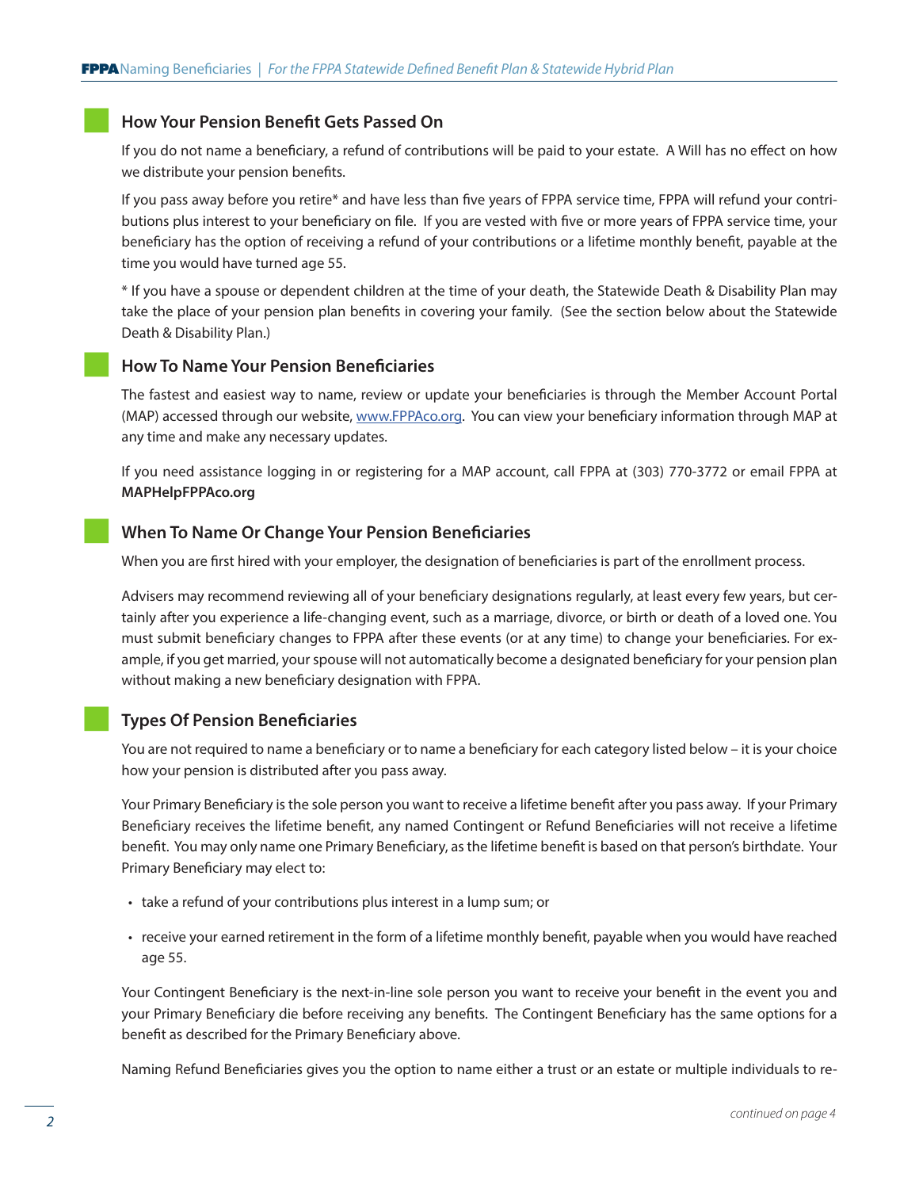## How Your Pension Benefit Gets Passed On

If you do not name a beneficiary, a refund of contributions will be paid to your estate. A Will has no effect on how we distribute your pension benefits.

If you pass away before you retire* and have less than five years of FPPA service time, FPPA will refund your contributions plus interest to your beneficiary on file. If you are vested with five or more years of FPPA service time, your beneficiary has the option of receiving a refund of your contributions or a lifetime monthly benefit, payable at the time you would have turned age 55.

* If you have a spouse or dependent children at the time of your death, the Statewide Death & Disability Plan may take the place of your pension plan benefits in covering your family. (See the section below about the Statewide Death & Disability Plan.)

## How To Name Your Pension Beneficiaries

The fastest and easiest way to name, review or update your beneficiaries is through the Member Account Portal (MAP) accessed through our website, www.FPPAco.org. You can view your beneficiary information through MAP at any time and make any necessary updates.

If you need assistance logging in or registering for a MAP account, call FPPA at (303) 770-3772 or email FPPA at **MAPHelpFPPAco.org**

## When To Name Or Change Your Pension Beneficiaries

When you are first hired with your employer, the designation of beneficiaries is part of the enrollment process.

Advisers may recommend reviewing all of your beneficiary designations regularly, at least every few years, but certainly after you experience a life-changing event, such as a marriage, divorce, or birth or death of a loved one. You must submit beneficiary changes to FPPA after these events (or at any time) to change your beneficiaries. For example, if you get married, your spouse will not automatically become a designated beneficiary for your pension plan without making a new beneficiary designation with FPPA.

## Types Of Pension Beneficiaries

You are not required to name a beneficiary or to name a beneficiary for each category listed below – it is your choice how your pension is distributed after you pass away.

Your Primary Beneficiary is the sole person you want to receive a lifetime benefit after you pass away. If your Primary Beneficiary receives the lifetime benefit, any named Contingent or Refund Beneficiaries will not receive a lifetime benefit. You may only name one Primary Beneficiary, as the lifetime benefit is based on that person's birthdate. Your Primary Beneficiary may elect to:

- take a refund of your contributions plus interest in a lump sum; or
- receive your earned retirement in the form of a lifetime monthly benefit, payable when you would have reached age 55.

Your Contingent Beneficiary is the next-in-line sole person you want to receive your benefit in the event you and your Primary Beneficiary die before receiving any benefits. The Contingent Beneficiary has the same options for a benefit as described for the Primary Beneficiary above.

Naming Refund Beneficiaries gives you the option to name either a trust or an estate or multiple individuals to re-

*continued on page 4*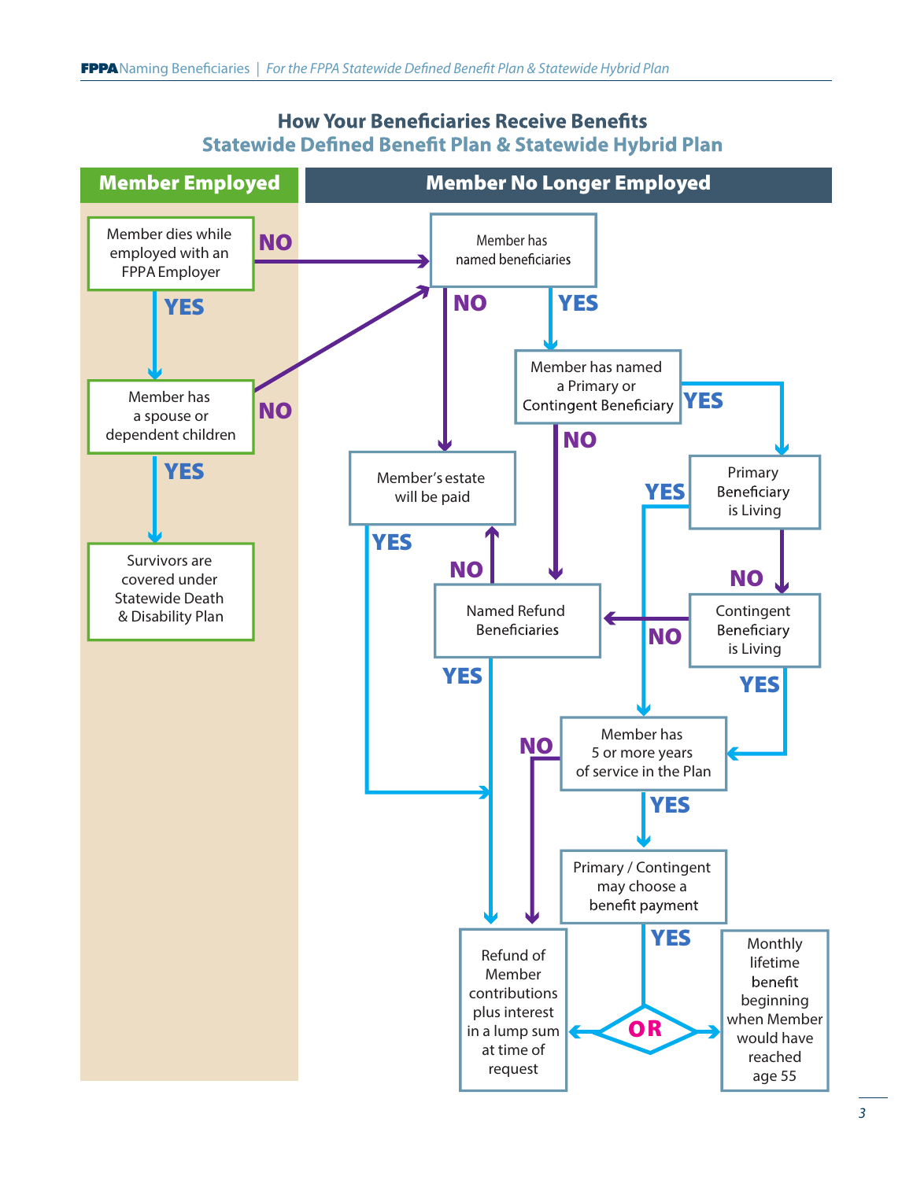## How Your Beneficiaries Receive Benefits

### Statewide Defined Benefit Plan & Statewide Hybrid Plan

**Member Employed**

- Member dies while employed with an FPPA Employer
  - **NO** → Member has named beneficiaries
  - **YES** → Member has a spouse or dependent children
    - **NO** → Member has named beneficiaries
    - **YES** → Survivors are covered under Statewide Death & Disability Plan

**Member No Longer Employed**

- Member has named beneficiaries
  - **NO** → Member's estate will be paid
    - **YES** → Refund of Member contributions plus interest in a lump sum at time of request
  - **YES** → Member has named a Primary or Contingent Beneficiary
    - **NO** → Named Refund Beneficiaries
      - **NO** → Member's estate will be paid
      - **YES** → Refund of Member contributions plus interest in a lump sum at time of request
    - **YES** → Primary Beneficiary is Living
      - **YES** → Member has 5 or more years of service in the Plan
      - **NO** → Contingent Beneficiary is Living
        - **NO** → Named Refund Beneficiaries
        - **YES** → Member has 5 or more years of service in the Plan

- Member has 5 or more years of service in the Plan
  - **NO** → Refund of Member contributions plus interest in a lump sum at time of request
  - **YES** → Primary / Contingent may choose a benefit payment
    - **YES** → Refund of Member contributions plus interest in a lump sum at time of request **OR** Monthly lifetime benefit beginning when Member would have reached age 55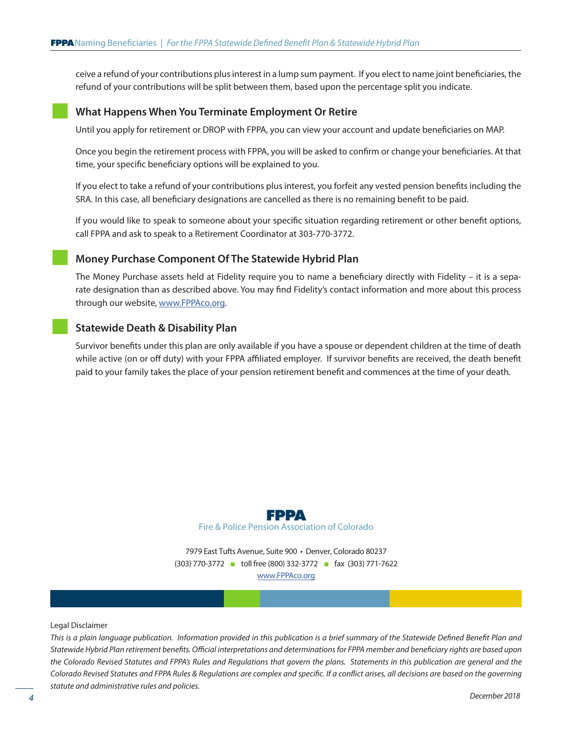ceive a refund of your contributions plus interest in a lump sum payment. If you elect to name joint beneficiaries, the refund of your contributions will be split between them, based upon the percentage split you indicate.

## What Happens When You Terminate Employment Or Retire

Until you apply for retirement or DROP with FPPA, you can view your account and update beneficiaries on MAP.

Once you begin the retirement process with FPPA, you will be asked to confirm or change your beneficiaries. At that time, your specific beneficiary options will be explained to you.

If you elect to take a refund of your contributions plus interest, you forfeit any vested pension benefits including the SRA. In this case, all beneficiary designations are cancelled as there is no remaining benefit to be paid.

If you would like to speak to someone about your specific situation regarding retirement or other benefit options, call FPPA and ask to speak to a Retirement Coordinator at 303-770-3772.

## Money Purchase Component Of The Statewide Hybrid Plan

The Money Purchase assets held at Fidelity require you to name a beneficiary directly with Fidelity – it is a separate designation than as described above. You may find Fidelity's contact information and more about this process through our website, www.FPPAco.org.

## Statewide Death & Disability Plan

Survivor benefits under this plan are only available if you have a spouse or dependent children at the time of death while active (on or off duty) with your FPPA affiliated employer. If survivor benefits are received, the death benefit paid to your family takes the place of your pension retirement benefit and commences at the time of your death.

**FPPA**

Fire & Police Pension Association of Colorado

7979 East Tufts Avenue, Suite 900 • Denver, Colorado 80237
(303) 770-3772 ■ toll free (800) 332-3772 ■ fax (303) 771-7622
www.FPPAco.org

Legal Disclaimer

*This is a plain language publication. Information provided in this publication is a brief summary of the Statewide Defined Benefit Plan and Statewide Hybrid Plan retirement benefits. Official interpretations and determinations for FPPA member and beneficiary rights are based upon the Colorado Revised Statutes and FPPA's Rules and Regulations that govern the plans. Statements in this publication are general and the Colorado Revised Statutes and FPPA Rules & Regulations are complex and specific. If a conflict arises, all decisions are based on the governing statute and administrative rules and policies.*

*December 2018*